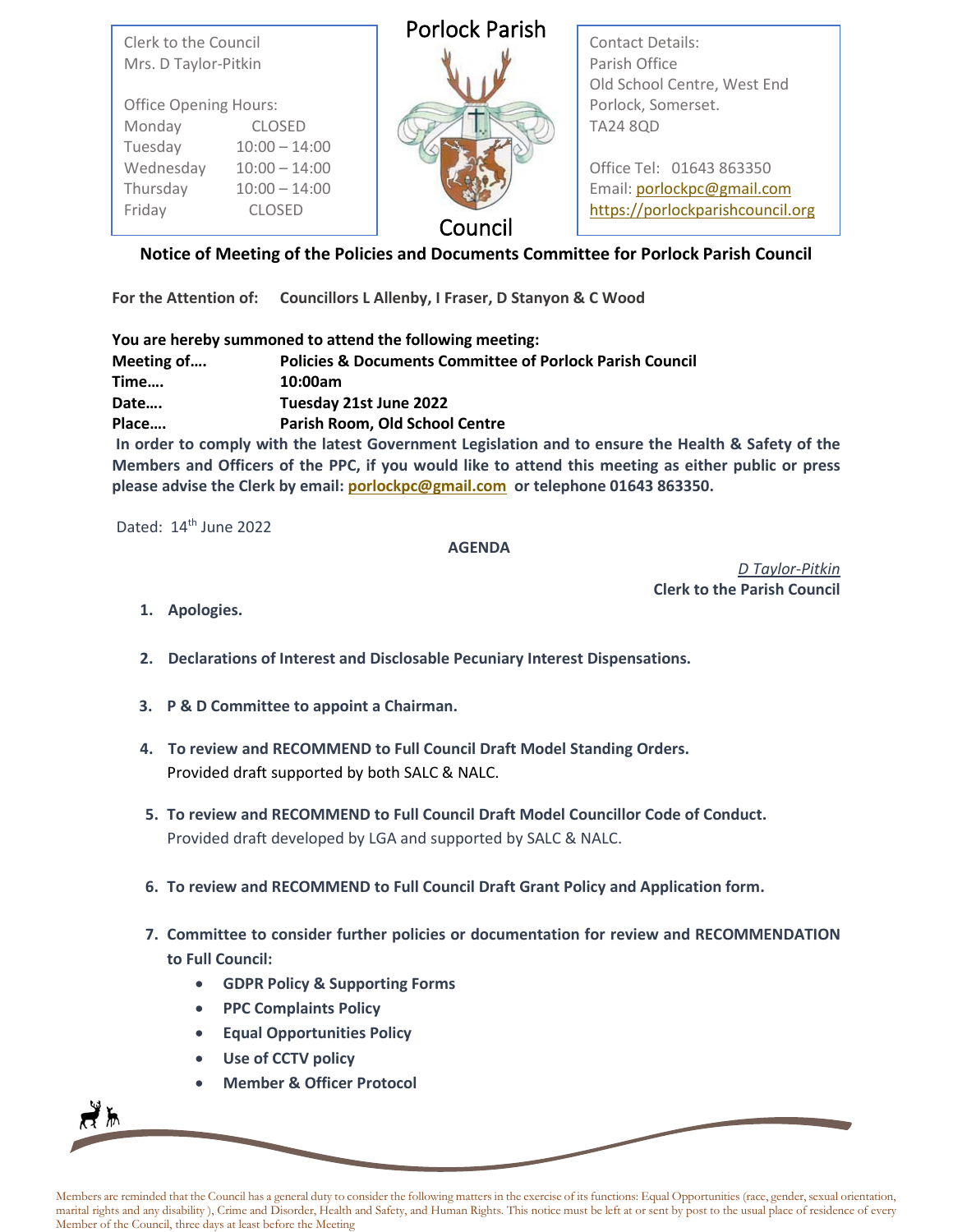Clerk to the Council
Mrs. D Taylor-Pitkin

Office Opening Hours:

| | |
|---|---|
| Monday | CLOSED |
| Tuesday | 10:00 – 14:00 |
| Wednesday | 10:00 – 14:00 |
| Thursday | 10:00 – 14:00 |
| Friday | CLOSED |

# Porlock Parish Council

Contact Details:
Parish Office
Old School Centre, West End
Porlock, Somerset.
TA24 8QD

Office Tel: 01643 863350
Email: porlockpc@gmail.com
https://porlockparishcouncil.org

## Notice of Meeting of the Policies and Documents Committee for Porlock Parish Council

**For the Attention of:** **Councillors L Allenby, I Fraser, D Stanyon & C Wood**

**You are hereby summoned to attend the following meeting:**

**Meeting of….** **Policies & Documents Committee of Porlock Parish Council**
**Time….** **10:00am**
**Date….** **Tuesday 21st June 2022**
**Place….** **Parish Room, Old School Centre**

**In order to comply with the latest Government Legislation and to ensure the Health & Safety of the Members and Officers of the PPC, if you would like to attend this meeting as either public or press please advise the Clerk by email: porlockpc@gmail.com or telephone 01643 863350.**

Dated: 14th June 2022

**AGENDA**

*D Taylor-Pitkin*
**Clerk to the Parish Council**

1. **Apologies.**
2. **Declarations of Interest and Disclosable Pecuniary Interest Dispensations.**
3. **P & D Committee to appoint a Chairman.**
4. **To review and RECOMMEND to Full Council Draft Model Standing Orders.**
   Provided draft supported by both SALC & NALC.
5. **To review and RECOMMEND to Full Council Draft Model Councillor Code of Conduct.**
   Provided draft developed by LGA and supported by SALC & NALC.
6. **To review and RECOMMEND to Full Council Draft Grant Policy and Application form.**
7. **Committee to consider further policies or documentation for review and RECOMMENDATION to Full Council:**
   - **GDPR Policy & Supporting Forms**
   - **PPC Complaints Policy**
   - **Equal Opportunities Policy**
   - **Use of CCTV policy**
   - **Member & Officer Protocol**

Members are reminded that the Council has a general duty to consider the following matters in the exercise of its functions: Equal Opportunities (race, gender, sexual orientation, marital rights and any disability ), Crime and Disorder, Health and Safety, and Human Rights. This notice must be left at or sent by post to the usual place of residence of every Member of the Council, three days at least before the Meeting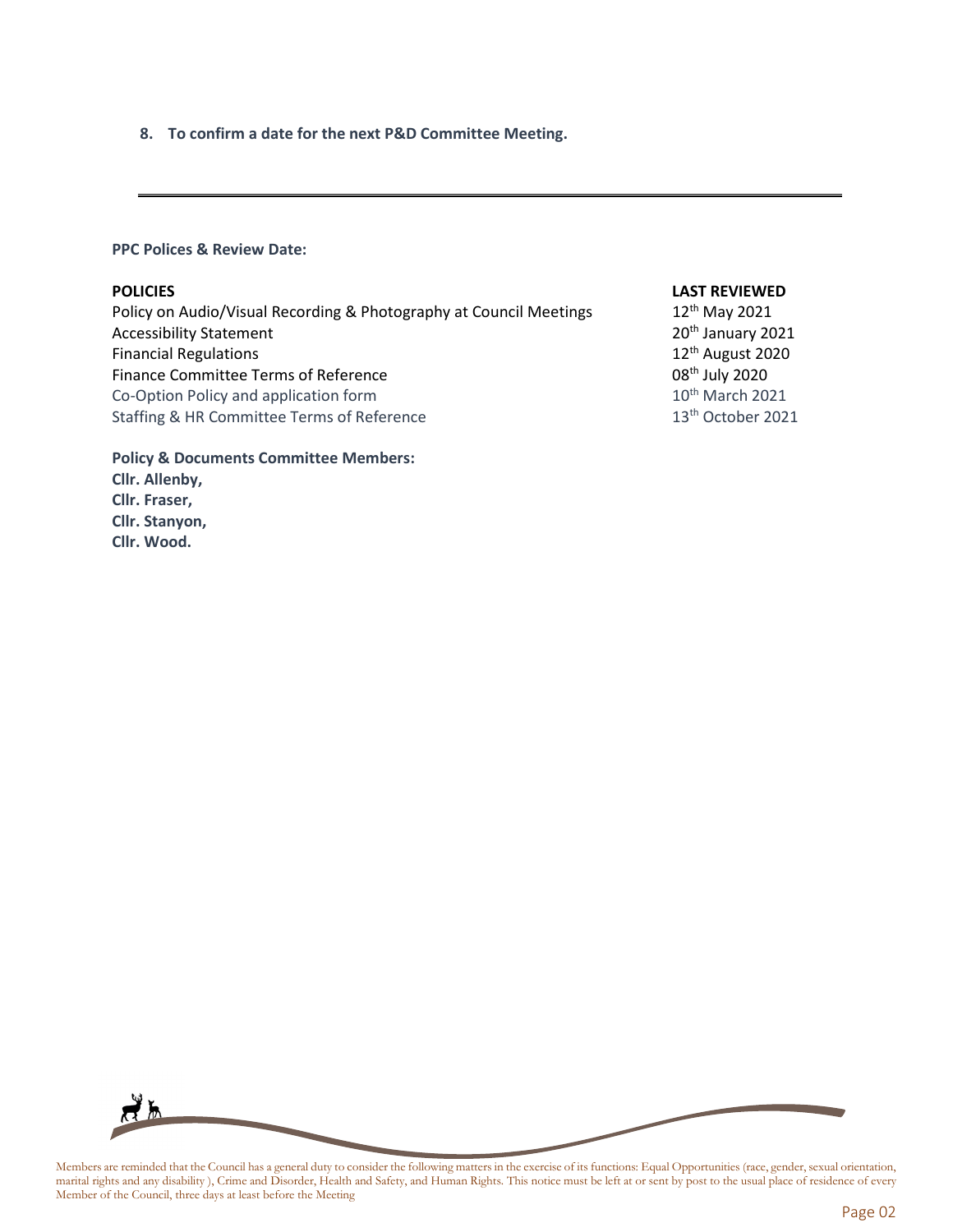**8. To confirm a date for the next P&D Committee Meeting.**

---

**PPC Polices & Review Date:**

| **POLICIES** | **LAST REVIEWED** |
|---|---|
| Policy on Audio/Visual Recording & Photography at Council Meetings | 12th May 2021 |
| Accessibility Statement | 20th January 2021 |
| Financial Regulations | 12th August 2020 |
| Finance Committee Terms of Reference | 08th July 2020 |
| Co-Option Policy and application form | 10th March 2021 |
| Staffing & HR Committee Terms of Reference | 13th October 2021 |

**Policy & Documents Committee Members:**
**Cllr. Allenby,**
**Cllr. Fraser,**
**Cllr. Stanyon,**
**Cllr. Wood.**

Members are reminded that the Council has a general duty to consider the following matters in the exercise of its functions: Equal Opportunities (race, gender, sexual orientation, marital rights and any disability ), Crime and Disorder, Health and Safety, and Human Rights. This notice must be left at or sent by post to the usual place of residence of every Member of the Council, three days at least before the Meeting